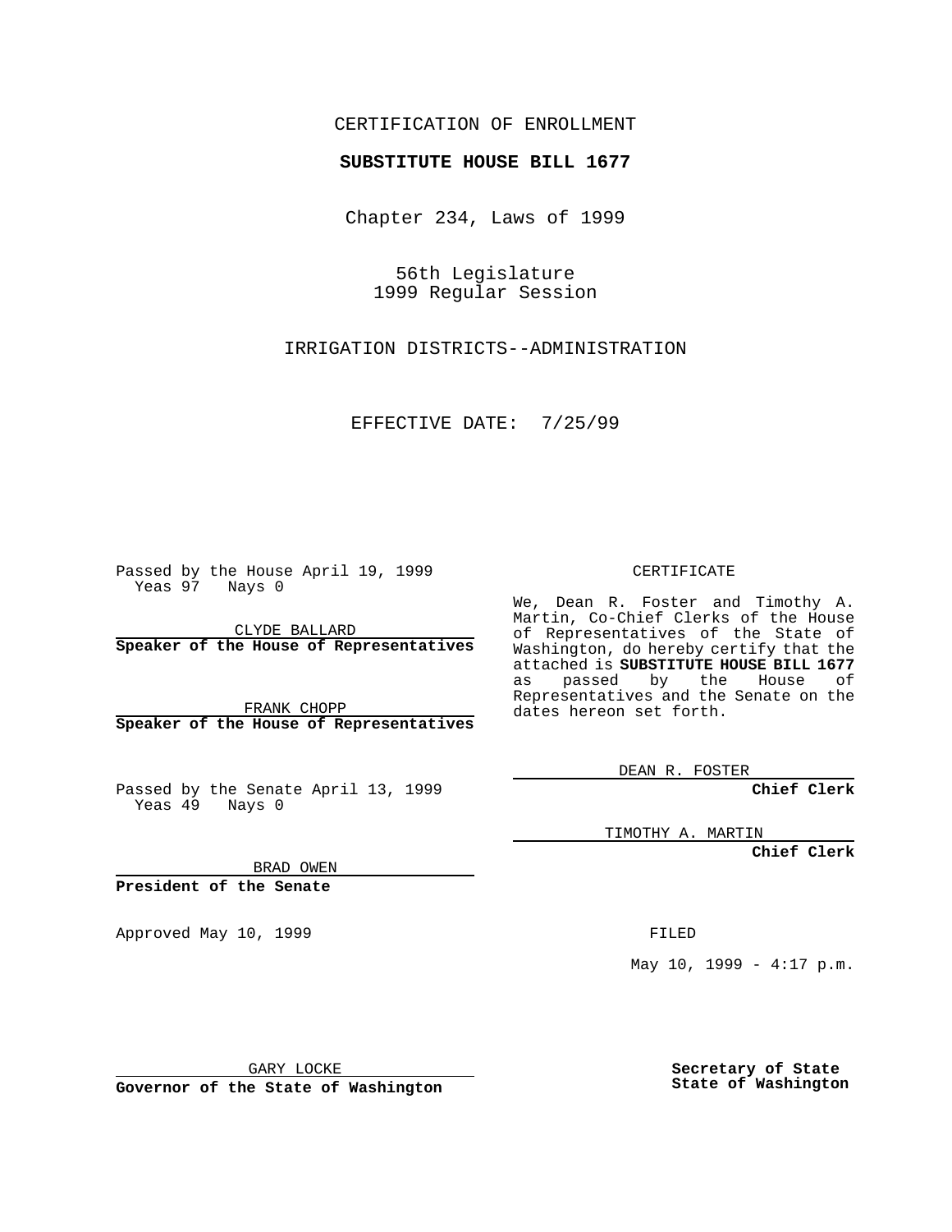CERTIFICATION OF ENROLLMENT

**SUBSTITUTE HOUSE BILL 1677**

Chapter 234, Laws of 1999

56th Legislature
1999 Regular Session

IRRIGATION DISTRICTS--ADMINISTRATION

EFFECTIVE DATE: 7/25/99

Passed by the House April 19, 1999
Yeas 97 Nays 0

CLYDE BALLARD
**Speaker of the House of Representatives**

FRANK CHOPP
**Speaker of the House of Representatives**

Passed by the Senate April 13, 1999
Yeas 49 Nays 0

BRAD OWEN
**President of the Senate**

Approved May 10, 1999

GARY LOCKE
**Governor of the State of Washington**

CERTIFICATE

We, Dean R. Foster and Timothy A. Martin, Co-Chief Clerks of the House of Representatives of the State of Washington, do hereby certify that the attached is **SUBSTITUTE HOUSE BILL 1677** as passed by the House of Representatives and the Senate on the dates hereon set forth.

DEAN R. FOSTER
**Chief Clerk**

TIMOTHY A. MARTIN
**Chief Clerk**

FILED

May 10, 1999 - 4:17 p.m.

**Secretary of State**
**State of Washington**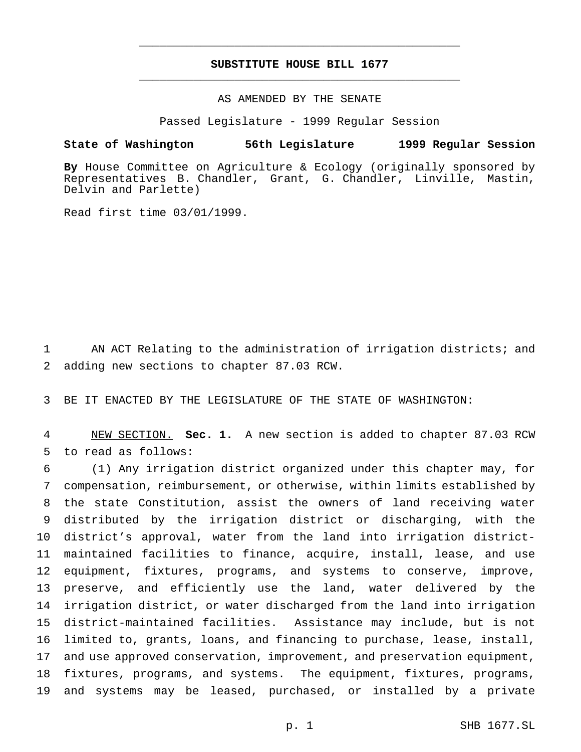# SUBSTITUTE HOUSE BILL 1677

AS AMENDED BY THE SENATE

Passed Legislature - 1999 Regular Session

**State of Washington 56th Legislature 1999 Regular Session**

**By** House Committee on Agriculture & Ecology (originally sponsored by Representatives B. Chandler, Grant, G. Chandler, Linville, Mastin, Delvin and Parlette)

Read first time 03/01/1999.

AN ACT Relating to the administration of irrigation districts; and adding new sections to chapter 87.03 RCW.

BE IT ENACTED BY THE LEGISLATURE OF THE STATE OF WASHINGTON:

NEW SECTION. **Sec. 1.** A new section is added to chapter 87.03 RCW to read as follows:

(1) Any irrigation district organized under this chapter may, for compensation, reimbursement, or otherwise, within limits established by the state Constitution, assist the owners of land receiving water distributed by the irrigation district or discharging, with the district's approval, water from the land into irrigation district-maintained facilities to finance, acquire, install, lease, and use equipment, fixtures, programs, and systems to conserve, improve, preserve, and efficiently use the land, water delivered by the irrigation district, or water discharged from the land into irrigation district-maintained facilities. Assistance may include, but is not limited to, grants, loans, and financing to purchase, lease, install, and use approved conservation, improvement, and preservation equipment, fixtures, programs, and systems. The equipment, fixtures, programs, and systems may be leased, purchased, or installed by a private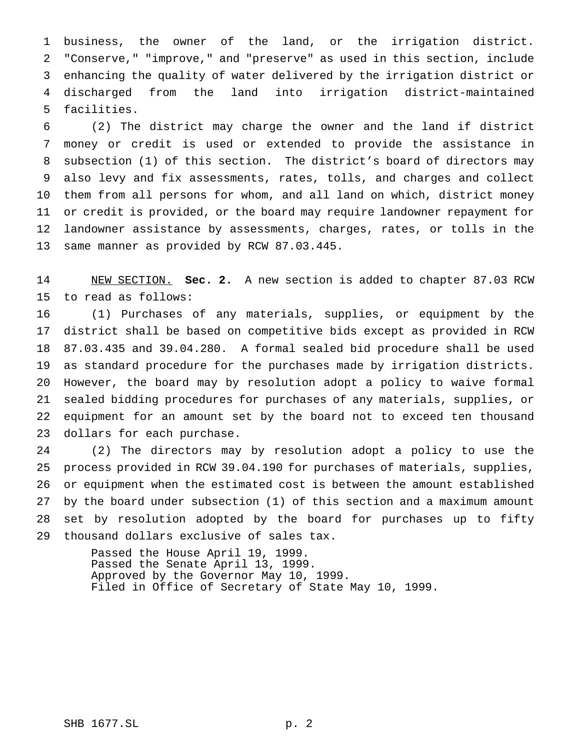business, the owner of the land, or the irrigation district. "Conserve," "improve," and "preserve" as used in this section, include enhancing the quality of water delivered by the irrigation district or discharged from the land into irrigation district-maintained facilities.

(2) The district may charge the owner and the land if district money or credit is used or extended to provide the assistance in subsection (1) of this section. The district's board of directors may also levy and fix assessments, rates, tolls, and charges and collect them from all persons for whom, and all land on which, district money or credit is provided, or the board may require landowner repayment for landowner assistance by assessments, charges, rates, or tolls in the same manner as provided by RCW 87.03.445.

NEW SECTION. **Sec. 2.** A new section is added to chapter 87.03 RCW to read as follows:

(1) Purchases of any materials, supplies, or equipment by the district shall be based on competitive bids except as provided in RCW 87.03.435 and 39.04.280. A formal sealed bid procedure shall be used as standard procedure for the purchases made by irrigation districts. However, the board may by resolution adopt a policy to waive formal sealed bidding procedures for purchases of any materials, supplies, or equipment for an amount set by the board not to exceed ten thousand dollars for each purchase.

(2) The directors may by resolution adopt a policy to use the process provided in RCW 39.04.190 for purchases of materials, supplies, or equipment when the estimated cost is between the amount established by the board under subsection (1) of this section and a maximum amount set by resolution adopted by the board for purchases up to fifty thousand dollars exclusive of sales tax.

Passed the House April 19, 1999.
Passed the Senate April 13, 1999.
Approved by the Governor May 10, 1999.
Filed in Office of Secretary of State May 10, 1999.